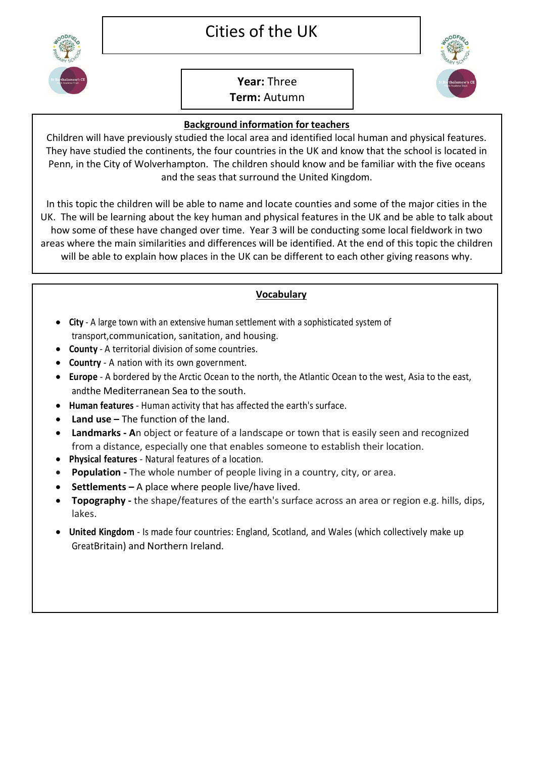# Cities of the UK

**Year:** Three
**Term:** Autumn

## Background information for teachers

Children will have previously studied the local area and identified local human and physical features. They have studied the continents, the four countries in the UK and know that the school is located in Penn, in the City of Wolverhampton. The children should know and be familiar with the five oceans and the seas that surround the United Kingdom.

In this topic the children will be able to name and locate counties and some of the major cities in the UK. The will be learning about the key human and physical features in the UK and be able to talk about how some of these have changed over time. Year 3 will be conducting some local fieldwork in two areas where the main similarities and differences will be identified. At the end of this topic the children will be able to explain how places in the UK can be different to each other giving reasons why.

## Vocabulary

- **City** - A large town with an extensive human settlement with a sophisticated system of transport,communication, sanitation, and housing.
- **County** - A territorial division of some countries.
- **Country** - A nation with its own government.
- **Europe** - A bordered by the Arctic Ocean to the north, the Atlantic Ocean to the west, Asia to the east, andthe Mediterranean Sea to the south.
- **Human features** - Human activity that has affected the earth's surface.
- **Land use –** The function of the land.
- **Landmarks - A**n object or feature of a landscape or town that is easily seen and recognized from a distance, especially one that enables someone to establish their location.
- **Physical features** - Natural features of a location.
- **Population -** The whole number of people living in a country, city, or area.
- **Settlements –** A place where people live/have lived.
- **Topography -** the shape/features of the earth's surface across an area or region e.g. hills, dips, lakes.
- **United Kingdom** - Is made four countries: England, Scotland, and Wales (which collectively make up GreatBritain) and Northern Ireland.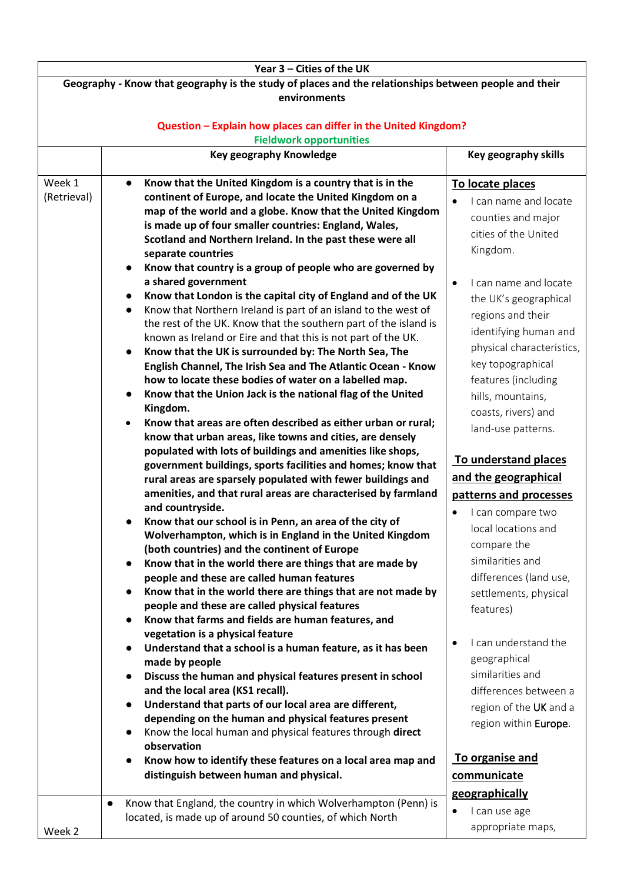| Year 3 – Cities of the UK | | |
|---|---|---|
| **Geography - Know that geography is the study of places and the relationships between people and their environments**<br><br>**Question – Explain how places can differ in the United Kingdom?**<br>**Fieldwork opportunities** | | |
| | **Key geography Knowledge** | **Key geography skills** |
| Week 1 (Retrieval) | • **Know that the United Kingdom is a country that is in the continent of Europe, and locate the United Kingdom on a map of the world and a globe. Know that the United Kingdom is made up of four smaller countries: England, Wales, Scotland and Northern Ireland. In the past these were all separate countries**<br>• **Know that country is a group of people who are governed by a shared government**<br>• **Know that London is the capital city of England and of the UK**<br>• Know that Northern Ireland is part of an island to the west of the rest of the UK. Know that the southern part of the island is known as Ireland or Eire and that this is not part of the UK.<br>• **Know that the UK is surrounded by: The North Sea, The English Channel, The Irish Sea and The Atlantic Ocean - Know how to locate these bodies of water on a labelled map.**<br>• **Know that the Union Jack is the national flag of the United Kingdom.**<br>• **Know that areas are often described as either urban or rural; know that urban areas, like towns and cities, are densely populated with lots of buildings and amenities like shops, government buildings, sports facilities and homes; know that rural areas are sparsely populated with fewer buildings and amenities, and that rural areas are characterised by farmland and countryside.**<br>• **Know that our school is in Penn, an area of the city of Wolverhampton, which is in England in the United Kingdom (both countries) and the continent of Europe**<br>• **Know that in the world there are things that are made by people and these are called human features**<br>• **Know that in the world there are things that are not made by people and these are called physical features**<br>• **Know that farms and fields are human features, and vegetation is a physical feature**<br>• **Understand that a school is a human feature, as it has been made by people**<br>• **Discuss the human and physical features present in school and the local area (KS1 recall).**<br>• **Understand that parts of our local area are different, depending on the human and physical features present**<br>• Know the local human and physical features through **direct observation**<br>• **Know how to identify these features on a local area map and distinguish between human and physical.** | **To locate places**<br>• I can name and locate counties and major cities of the United Kingdom.<br><br>• I can name and locate the UK's geographical regions and their identifying human and physical characteristics, key topographical features (including hills, mountains, coasts, rivers) and land-use patterns.<br><br>**To understand places and the geographical patterns and processes**<br>• I can compare two local locations and compare the similarities and differences (land use, settlements, physical features)<br><br>• I can understand the geographical similarities and differences between a region of the **UK** and a region within **Europe**.<br><br>**To organise and communicate geographically**<br>• I can use age appropriate maps, |
| Week 2 | • Know that England, the country in which Wolverhampton (Penn) is located, is made up of around 50 counties, of which North | |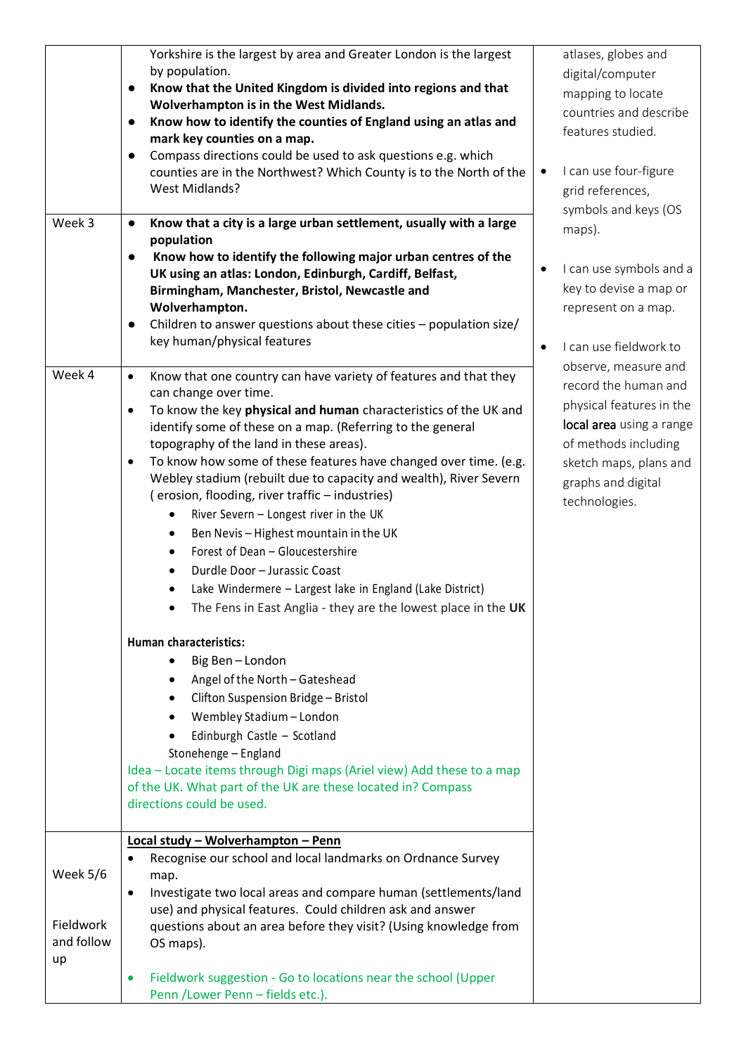| | | |
|---|---|---|
| | Yorkshire is the largest by area and Greater London is the largest by population.<br>● **Know that the United Kingdom is divided into regions and that Wolverhampton is in the West Midlands.**<br>● **Know how to identify the counties of England using an atlas and mark key counties on a map.**<br>● Compass directions could be used to ask questions e.g. which counties are in the Northwest? Which County is to the North of the West Midlands? | atlases, globes and digital/computer mapping to locate countries and describe features studied.<br><br>● I can use four-figure grid references, symbols and keys (OS maps).<br><br>● I can use symbols and a key to devise a map or represent on a map.<br><br>● I can use fieldwork to observe, measure and record the human and physical features in the **local area** using a range of methods including sketch maps, plans and graphs and digital technologies. |
| Week 3 | ● **Know that a city is a large urban settlement, usually with a large population**<br>● **Know how to identify the following major urban centres of the UK using an atlas: London, Edinburgh, Cardiff, Belfast, Birmingham, Manchester, Bristol, Newcastle and Wolverhampton.**<br>● Children to answer questions about these cities – population size/ key human/physical features | |
| Week 4 | ● Know that one country can have variety of features and that they can change over time.<br>● To know the key **physical and human** characteristics of the UK and identify some of these on a map. (Referring to the general topography of the land in these areas).<br>● To know how some of these features have changed over time. (e.g. Webley stadium (rebuilt due to capacity and wealth), River Severn ( erosion, flooding, river traffic – industries)<br>&nbsp;&nbsp;&nbsp;&nbsp;● River Severn – Longest river in the UK<br>&nbsp;&nbsp;&nbsp;&nbsp;● Ben Nevis – Highest mountain in the UK<br>&nbsp;&nbsp;&nbsp;&nbsp;● Forest of Dean – Gloucestershire<br>&nbsp;&nbsp;&nbsp;&nbsp;● Durdle Door – Jurassic Coast<br>&nbsp;&nbsp;&nbsp;&nbsp;● Lake Windermere – Largest lake in England (Lake District)<br>&nbsp;&nbsp;&nbsp;&nbsp;● The Fens in East Anglia - they are the lowest place in the **UK**<br><br>**Human characteristics:**<br>&nbsp;&nbsp;&nbsp;&nbsp;● Big Ben – London<br>&nbsp;&nbsp;&nbsp;&nbsp;● Angel of the North – Gateshead<br>&nbsp;&nbsp;&nbsp;&nbsp;● Clifton Suspension Bridge – Bristol<br>&nbsp;&nbsp;&nbsp;&nbsp;● Wembley Stadium – London<br>&nbsp;&nbsp;&nbsp;&nbsp;● Edinburgh Castle – Scotland<br>&nbsp;&nbsp;&nbsp;&nbsp;Stonehenge – England<br>Idea – Locate items through Digi maps (Ariel view) Add these to a map of the UK. What part of the UK are these located in? Compass directions could be used. | |
| Week 5/6<br><br>Fieldwork and follow up | **Local study – Wolverhampton – Penn**<br>● Recognise our school and local landmarks on Ordnance Survey map.<br>● Investigate two local areas and compare human (settlements/land use) and physical features. Could children ask and answer questions about an area before they visit? (Using knowledge from OS maps).<br><br>● Fieldwork suggestion - Go to locations near the school (Upper Penn /Lower Penn – fields etc.). | |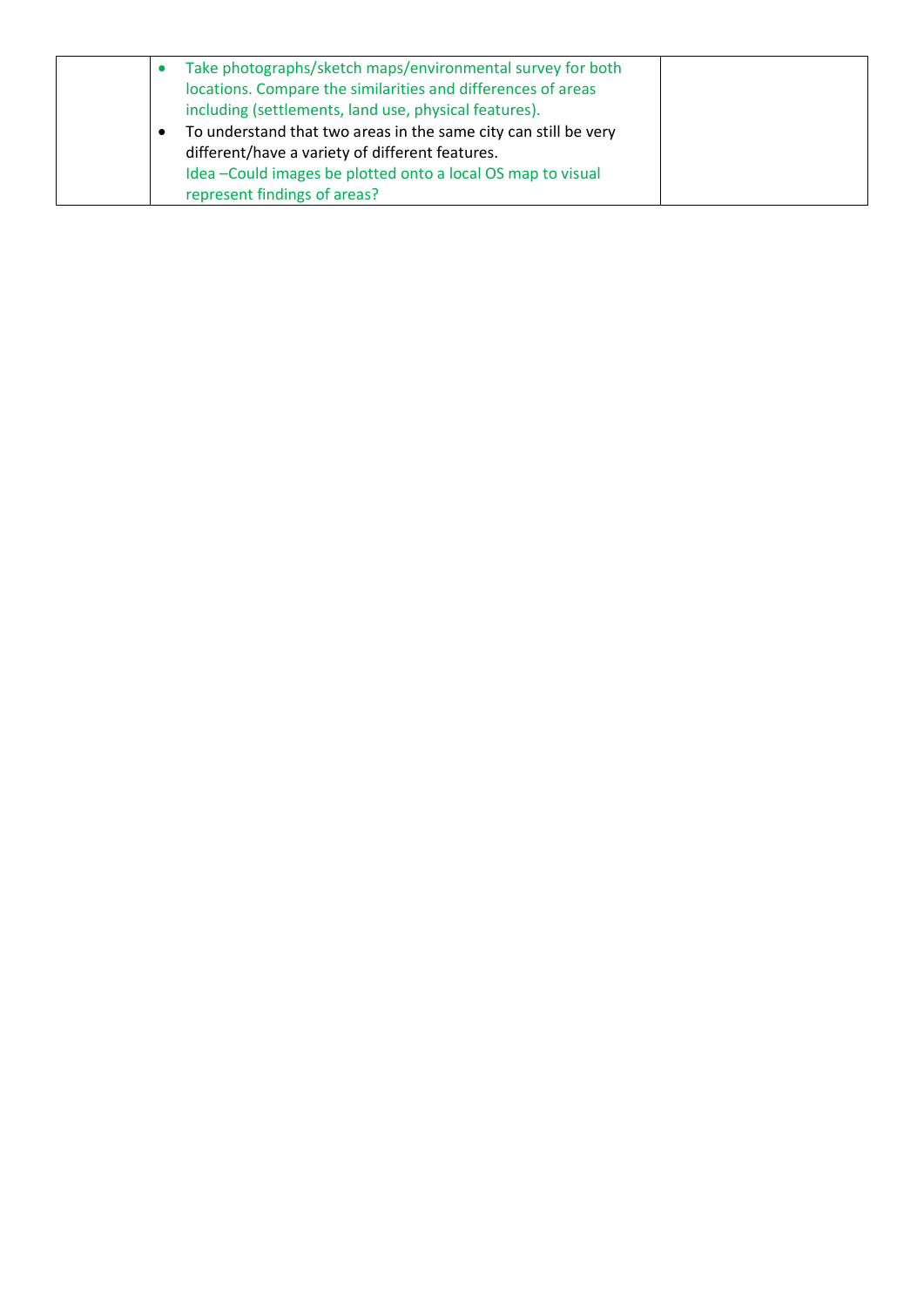| | | |
|---|---|---|
| | • Take photographs/sketch maps/environmental survey for both locations. Compare the similarities and differences of areas including (settlements, land use, physical features).<br>• To understand that two areas in the same city can still be very different/have a variety of different features.<br>Idea –Could images be plotted onto a local OS map to visual represent findings of areas? | |